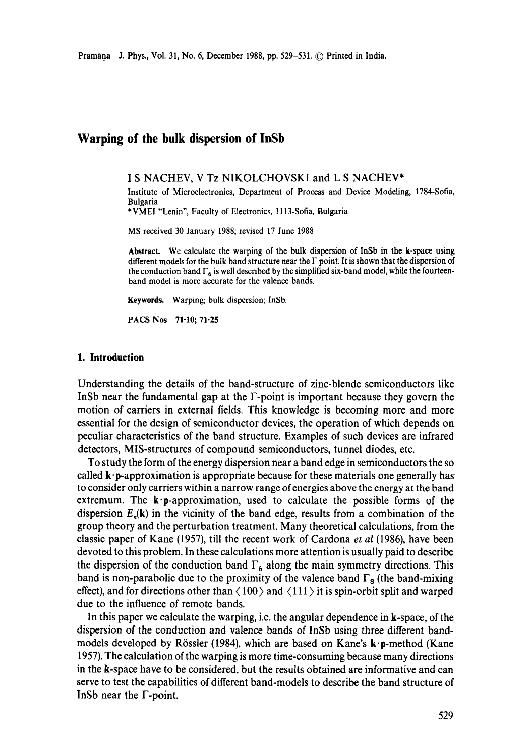# Warping of the bulk dispersion of InSb

I S NACHEV, V Tz NIKOLCHOVSKI and L S NACHEV*

Institute of Microelectronics, Department of Process and Device Modeling, 1784-Sofia, Bulgaria

*VMEI "Lenin", Faculty of Electronics, 1113-Sofia, Bulgaria

MS received 30 January 1988; revised 17 June 1988

**Abstract.** We calculate the warping of the bulk dispersion of InSb in the **k**-space using different models for the bulk band structure near the $\Gamma$ point. It is shown that the dispersion of the conduction band $\Gamma_6$ is well described by the simplified six-band model, while the fourteen-band model is more accurate for the valence bands.

**Keywords.** Warping; bulk dispersion; InSb.

**PACS Nos** 71·10; 71·25

## 1. Introduction

Understanding the details of the band-structure of zinc-blende semiconductors like InSb near the fundamental gap at the $\Gamma$-point is important because they govern the motion of carriers in external fields. This knowledge is becoming more and more essential for the design of semiconductor devices, the operation of which depends on peculiar characteristics of the band structure. Examples of such devices are infrared detectors, MIS-structures of compound semiconductors, tunnel diodes, etc.

To study the form of the energy dispersion near a band edge in semiconductors the so called $\mathbf{k}\cdot\mathbf{p}$-approximation is appropriate because for these materials one generally has to consider only carriers within a narrow range of energies above the energy at the band extremum. The $\mathbf{k}\cdot\mathbf{p}$-approximation, used to calculate the possible forms of the dispersion $E_n(\mathbf{k})$ in the vicinity of the band edge, results from a combination of the group theory and the perturbation treatment. Many theoretical calculations, from the classic paper of Kane (1957), till the recent work of Cardona *et al* (1986), have been devoted to this problem. In these calculations more attention is usually paid to describe the dispersion of the conduction band $\Gamma_6$ along the main symmetry directions. This band is non-parabolic due to the proximity of the valence band $\Gamma_8$ (the band-mixing effect), and for directions other than $\langle 100 \rangle$ and $\langle 111 \rangle$ it is spin-orbit split and warped due to the influence of remote bands.

In this paper we calculate the warping, i.e. the angular dependence in **k**-space, of the dispersion of the conduction and valence bands of InSb using three different band-models developed by Rössler (1984), which are based on Kane's $\mathbf{k}\cdot\mathbf{p}$-method (Kane 1957). The calculation of the warping is more time-consuming because many directions in the **k**-space have to be considered, but the results obtained are informative and can serve to test the capabilities of different band-models to describe the band structure of InSb near the $\Gamma$-point.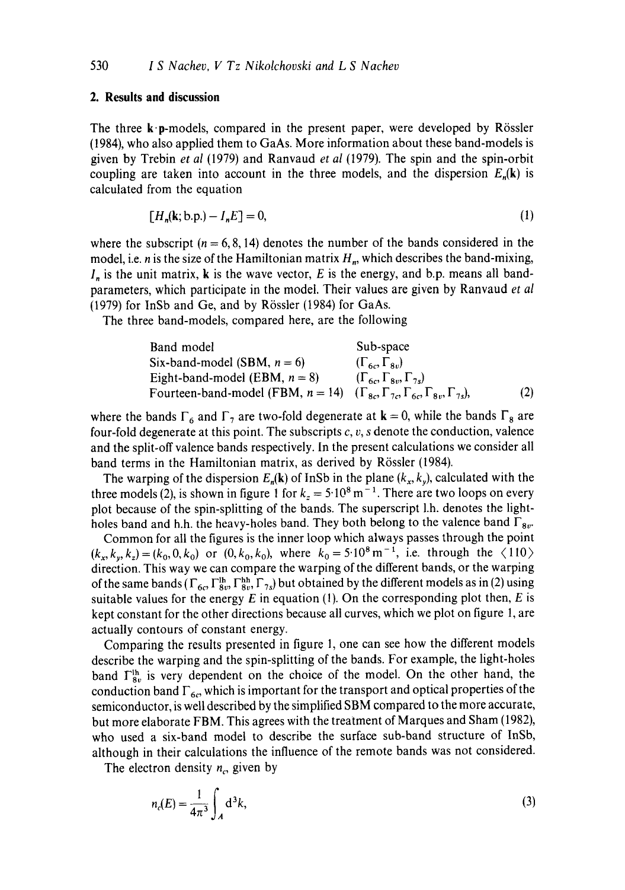## 2. Results and discussion

The three $\mathbf{k}\cdot\mathbf{p}$-models, compared in the present paper, were developed by Rössler (1984), who also applied them to GaAs. More information about these band-models is given by Trebin *et al* (1979) and Ranvaud *et al* (1979). The spin and the spin-orbit coupling are taken into account in the three models, and the dispersion $E_n(\mathbf{k})$ is calculated from the equation

$$[H_n(\mathbf{k};\text{b.p.}) - I_n E] = 0, \tag{1}$$

where the subscript ($n = 6, 8, 14$) denotes the number of the bands considered in the model, i.e. $n$ is the size of the Hamiltonian matrix $H_n$, which describes the band-mixing, $I_n$ is the unit matrix, $\mathbf{k}$ is the wave vector, $E$ is the energy, and b.p. means all band-parameters, which participate in the model. Their values are given by Ranvaud *et al* (1979) for InSb and Ge, and by Rössler (1984) for GaAs.

The three band-models, compared here, are the following

| Band model | Sub-space |
|---|---|
| Six-band-model (SBM, $n = 6$) | $(\Gamma_{6c}, \Gamma_{8v})$ |
| Eight-band-model (EBM, $n = 8$) | $(\Gamma_{6c}, \Gamma_{8v}, \Gamma_{7s})$ |
| Fourteen-band-model (FBM, $n = 14$) | $(\Gamma_{8c}, \Gamma_{7c}, \Gamma_{6c}, \Gamma_{8v}, \Gamma_{7s})$, (2) |

where the bands $\Gamma_6$ and $\Gamma_7$ are two-fold degenerate at $\mathbf{k} = 0$, while the bands $\Gamma_8$ are four-fold degenerate at this point. The subscripts $c$, $v$, $s$ denote the conduction, valence and the split-off valence bands respectively. In the present calculations we consider all band terms in the Hamiltonian matrix, as derived by Rössler (1984).

The warping of the dispersion $E_n(\mathbf{k})$ of InSb in the plane $(k_x, k_y)$, calculated with the three models (2), is shown in figure 1 for $k_z = 5\cdot 10^8\ \text{m}^{-1}$. There are two loops on every plot because of the spin-splitting of the bands. The superscript l.h. denotes the light-holes band and h.h. the heavy-holes band. They both belong to the valence band $\Gamma_{8v}$.

Common for all the figures is the inner loop which always passes through the point $(k_x, k_y, k_z) = (k_0, 0, k_0)$ or $(0, k_0, k_0)$, where $k_0 = 5\cdot 10^8\ \text{m}^{-1}$, i.e. through the $\langle 110 \rangle$ direction. This way we can compare the warping of the different bands, or the warping of the same bands $(\Gamma_{6c}, \Gamma_{8v}^{\text{lh}}, \Gamma_{8v}^{\text{hh}}, \Gamma_{7s})$ but obtained by the different models as in (2) using suitable values for the energy $E$ in equation (1). On the corresponding plot then, $E$ is kept constant for the other directions because all curves, which we plot on figure 1, are actually contours of constant energy.

Comparing the results presented in figure 1, one can see how the different models describe the warping and the spin-splitting of the bands. For example, the light-holes band $\Gamma_{8v}^{\text{lh}}$ is very dependent on the choice of the model. On the other hand, the conduction band $\Gamma_{6c}$, which is important for the transport and optical properties of the semiconductor, is well described by the simplified SBM compared to the more accurate, but more elaborate FBM. This agrees with the treatment of Marques and Sham (1982), who used a six-band model to describe the surface sub-band structure of InSb, although in their calculations the influence of the remote bands was not considered.

The electron density $n_c$, given by

$$n_c(E) = \frac{1}{4\pi^3} \int_A \mathrm{d}^3 k, \tag{3}$$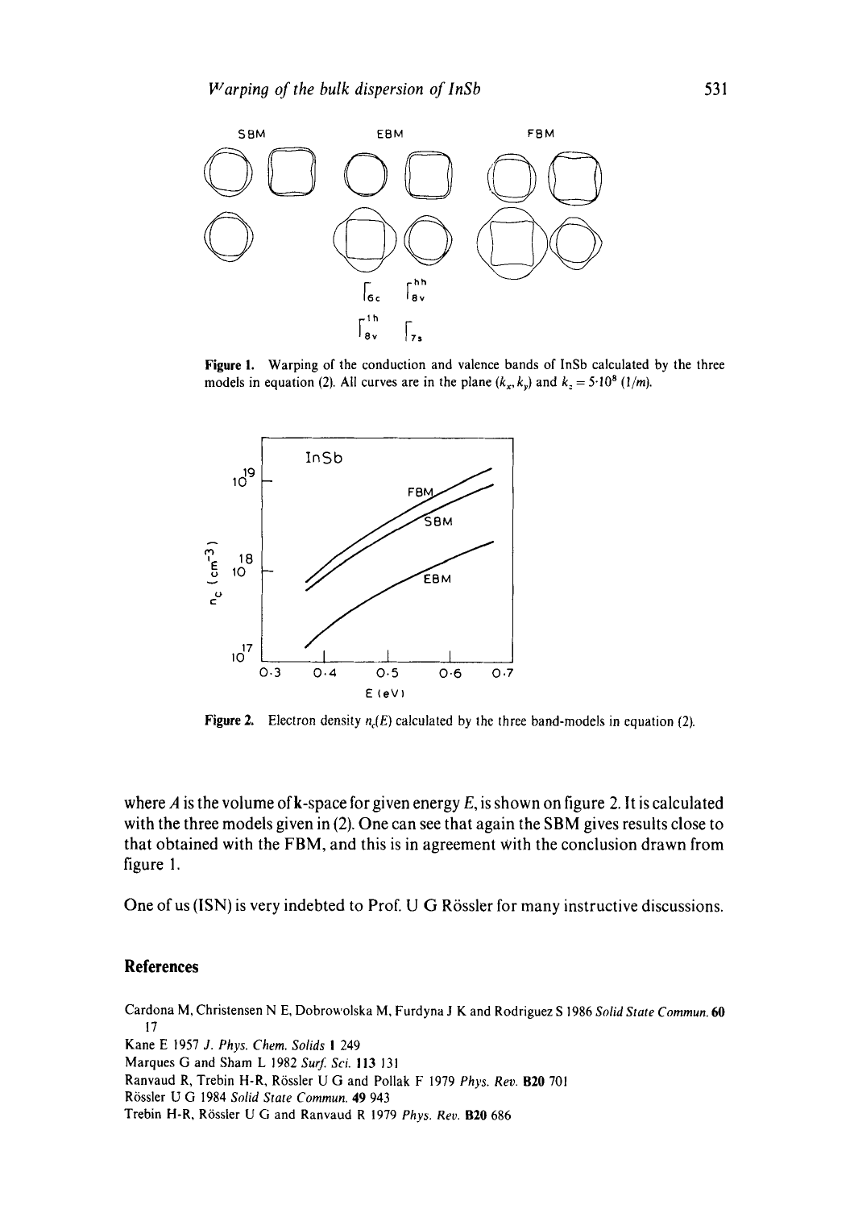SBM EBM FBM

$\Gamma_{6c}$ $\Gamma_{8v}^{hh}$

$\Gamma_{8v}^{lh}$ $\Gamma_{7s}$

**Figure 1.** Warping of the conduction and valence bands of InSb calculated by the three models in equation (2). All curves are in the plane $(k_x, k_y)$ and $k_z = 5 \cdot 10^8$ (1/m).

InSb

$10^{19}$

$10^{18}$

$10^{17}$

$n_c$ (cm$^{-3}$)

FBM

SBM

EBM

0·3 0·4 0·5 0·6 0·7

E (eV)

**Figure 2.** Electron density $n_c(E)$ calculated by the three band-models in equation (2).

where $A$ is the volume of **k**-space for given energy $E$, is shown on figure 2. It is calculated with the three models given in (2). One can see that again the SBM gives results close to that obtained with the FBM, and this is in agreement with the conclusion drawn from figure 1.

One of us (ISN) is very indebted to Prof. U G Rössler for many instructive discussions.

## References

Cardona M, Christensen N E, Dobrowolska M, Furdyna J K and Rodriguez S 1986 *Solid State Commun.* **60** 17

Kane E 1957 *J. Phys. Chem. Solids* **1** 249

Marques G and Sham L 1982 *Surf. Sci.* **113** 131

Ranvaud R, Trebin H-R, Rössler U G and Pollak F 1979 *Phys. Rev.* **B20** 701

Rössler U G 1984 *Solid State Commun.* **49** 943

Trebin H-R, Rössler U G and Ranvaud R 1979 *Phys. Rev.* **B20** 686